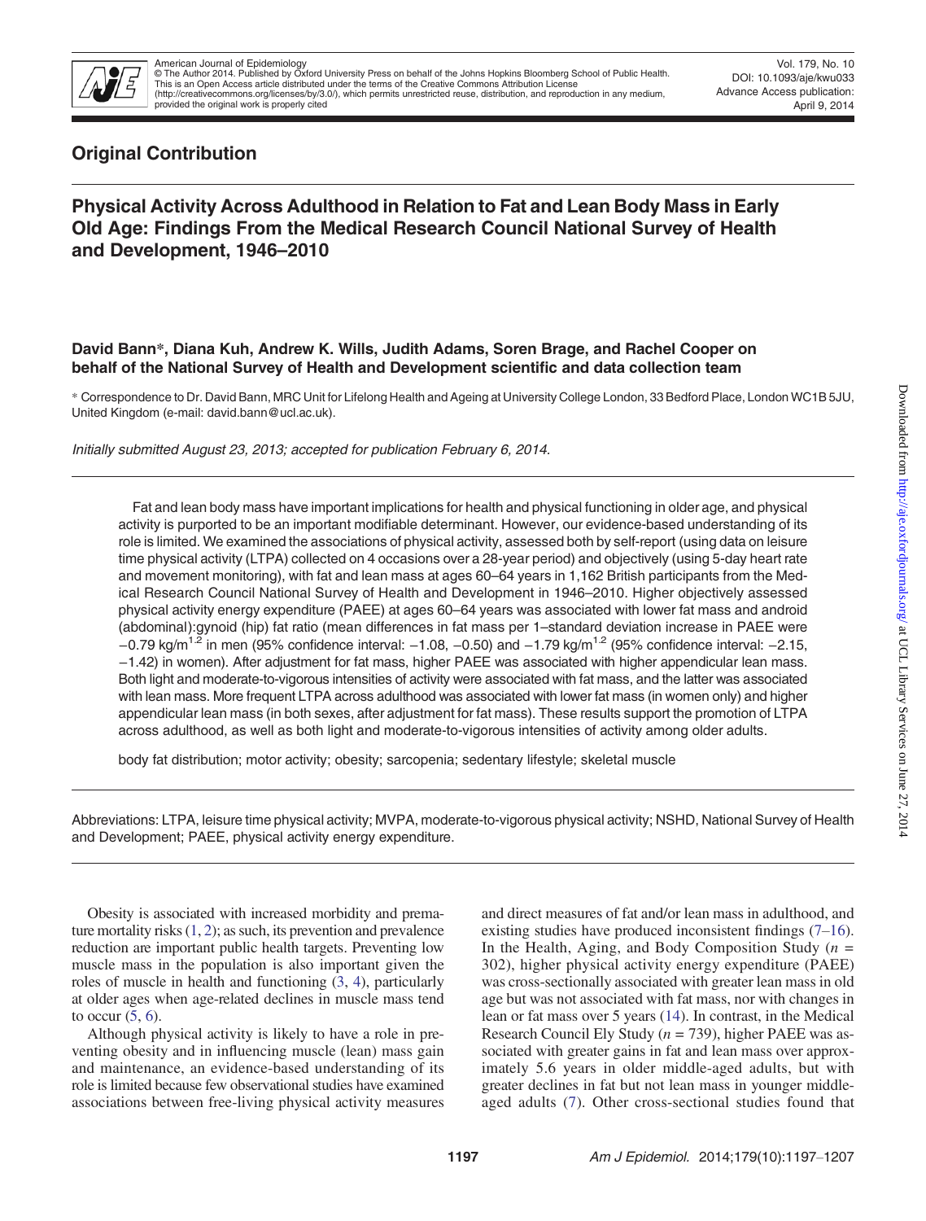## Original Contribution

# Physical Activity Across Adulthood in Relation to Fat and Lean Body Mass in Early Old Age: Findings From the Medical Research Council National Survey of Health and Development, 1946–2010

**David Bann\*, Diana Kuh, Andrew K. Wills, Judith Adams, Soren Brage, and Rachel Cooper on behalf of the National Survey of Health and Development scientific and data collection team**

\* Correspondence to Dr. David Bann, MRC Unit for Lifelong Health and Ageing at University College London, 33 Bedford Place, London WC1B 5JU, United Kingdom (e-mail: david.bann@ucl.ac.uk).

*Initially submitted August 23, 2013; accepted for publication February 6, 2014.*

Fat and lean body mass have important implications for health and physical functioning in older age, and physical activity is purported to be an important modifiable determinant. However, our evidence-based understanding of its role is limited. We examined the associations of physical activity, assessed both by self-report (using data on leisure time physical activity (LTPA) collected on 4 occasions over a 28-year period) and objectively (using 5-day heart rate and movement monitoring), with fat and lean mass at ages 60–64 years in 1,162 British participants from the Medical Research Council National Survey of Health and Development in 1946–2010. Higher objectively assessed physical activity energy expenditure (PAEE) at ages 60–64 years was associated with lower fat mass and android (abdominal):gynoid (hip) fat ratio (mean differences in fat mass per 1–standard deviation increase in PAEE were −0.79 kg/m$^{1.2}$ in men (95% confidence interval: −1.08, −0.50) and −1.79 kg/m$^{1.2}$ (95% confidence interval: −2.15, −1.42) in women). After adjustment for fat mass, higher PAEE was associated with higher appendicular lean mass. Both light and moderate-to-vigorous intensities of activity were associated with fat mass, and the latter was associated with lean mass. More frequent LTPA across adulthood was associated with lower fat mass (in women only) and higher appendicular lean mass (in both sexes, after adjustment for fat mass). These results support the promotion of LTPA across adulthood, as well as both light and moderate-to-vigorous intensities of activity among older adults.

body fat distribution; motor activity; obesity; sarcopenia; sedentary lifestyle; skeletal muscle

Abbreviations: LTPA, leisure time physical activity; MVPA, moderate-to-vigorous physical activity; NSHD, National Survey of Health and Development; PAEE, physical activity energy expenditure.

Obesity is associated with increased morbidity and premature mortality risks (1, 2); as such, its prevention and prevalence reduction are important public health targets. Preventing low muscle mass in the population is also important given the roles of muscle in health and functioning (3, 4), particularly at older ages when age-related declines in muscle mass tend to occur (5, 6).

Although physical activity is likely to have a role in preventing obesity and in influencing muscle (lean) mass gain and maintenance, an evidence-based understanding of its role is limited because few observational studies have examined associations between free-living physical activity measures and direct measures of fat and/or lean mass in adulthood, and existing studies have produced inconsistent findings (7–16). In the Health, Aging, and Body Composition Study ($n$ = 302), higher physical activity energy expenditure (PAEE) was cross-sectionally associated with greater lean mass in old age but was not associated with fat mass, nor with changes in lean or fat mass over 5 years (14). In contrast, in the Medical Research Council Ely Study ($n$ = 739), higher PAEE was associated with greater gains in fat and lean mass over approximately 5.6 years in older middle-aged adults, but with greater declines in fat but not lean mass in younger middle-aged adults (7). Other cross-sectional studies found that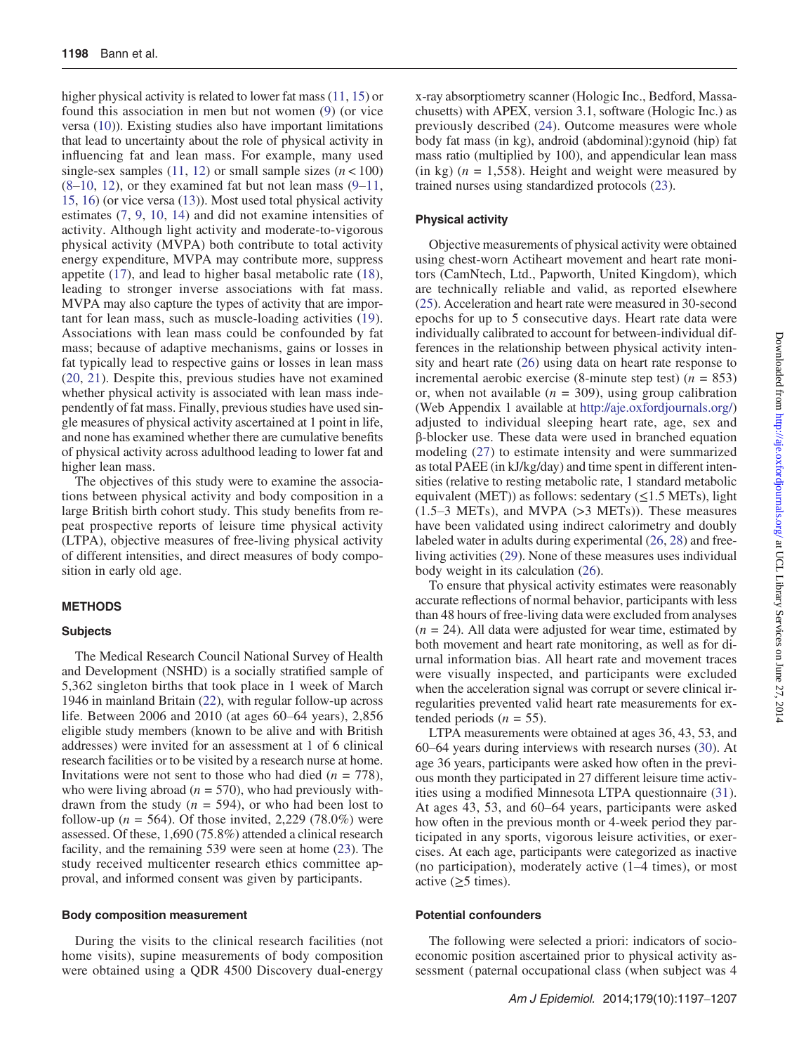higher physical activity is related to lower fat mass (11, 15) or found this association in men but not women (9) (or vice versa (10)). Existing studies also have important limitations that lead to uncertainty about the role of physical activity in influencing fat and lean mass. For example, many used single-sex samples (11, 12) or small sample sizes ($n < 100$) (8–10, 12), or they examined fat but not lean mass (9–11, 15, 16) (or vice versa (13)). Most used total physical activity estimates (7, 9, 10, 14) and did not examine intensities of activity. Although light activity and moderate-to-vigorous physical activity (MVPA) both contribute to total activity energy expenditure, MVPA may contribute more, suppress appetite (17), and lead to higher basal metabolic rate (18), leading to stronger inverse associations with fat mass. MVPA may also capture the types of activity that are important for lean mass, such as muscle-loading activities (19). Associations with lean mass could be confounded by fat mass; because of adaptive mechanisms, gains or losses in fat typically lead to respective gains or losses in lean mass (20, 21). Despite this, previous studies have not examined whether physical activity is associated with lean mass independently of fat mass. Finally, previous studies have used single measures of physical activity ascertained at 1 point in life, and none has examined whether there are cumulative benefits of physical activity across adulthood leading to lower fat and higher lean mass.

The objectives of this study were to examine the associations between physical activity and body composition in a large British birth cohort study. This study benefits from repeat prospective reports of leisure time physical activity (LTPA), objective measures of free-living physical activity of different intensities, and direct measures of body composition in early old age.

## METHODS

### Subjects

The Medical Research Council National Survey of Health and Development (NSHD) is a socially stratified sample of 5,362 singleton births that took place in 1 week of March 1946 in mainland Britain (22), with regular follow-up across life. Between 2006 and 2010 (at ages 60–64 years), 2,856 eligible study members (known to be alive and with British addresses) were invited for an assessment at 1 of 6 clinical research facilities or to be visited by a research nurse at home. Invitations were not sent to those who had died ($n$ = 778), who were living abroad ($n$ = 570), who had previously withdrawn from the study ($n$ = 594), or who had been lost to follow-up ($n$ = 564). Of those invited, 2,229 (78.0%) were assessed. Of these, 1,690 (75.8%) attended a clinical research facility, and the remaining 539 were seen at home (23). The study received multicenter research ethics committee approval, and informed consent was given by participants.

### Body composition measurement

During the visits to the clinical research facilities (not home visits), supine measurements of body composition were obtained using a QDR 4500 Discovery dual-energy x-ray absorptiometry scanner (Hologic Inc., Bedford, Massachusetts) with APEX, version 3.1, software (Hologic Inc.) as previously described (24). Outcome measures were whole body fat mass (in kg), android (abdominal):gynoid (hip) fat mass ratio (multiplied by 100), and appendicular lean mass (in kg) ($n$ = 1,558). Height and weight were measured by trained nurses using standardized protocols (23).

### Physical activity

Objective measurements of physical activity were obtained using chest-worn Actiheart movement and heart rate monitors (CamNtech, Ltd., Papworth, United Kingdom), which are technically reliable and valid, as reported elsewhere (25). Acceleration and heart rate were measured in 30-second epochs for up to 5 consecutive days. Heart rate data were individually calibrated to account for between-individual differences in the relationship between physical activity intensity and heart rate (26) using data on heart rate response to incremental aerobic exercise (8-minute step test) ($n$ = 853) or, when not available ($n$ = 309), using group calibration (Web Appendix 1 available at http://aje.oxfordjournals.org/) adjusted to individual sleeping heart rate, age, sex and β-blocker use. These data were used in branched equation modeling (27) to estimate intensity and were summarized as total PAEE (in kJ/kg/day) and time spent in different intensities (relative to resting metabolic rate, 1 standard metabolic equivalent (MET)) as follows: sedentary (≤1.5 METs), light (1.5–3 METs), and MVPA (>3 METs)). These measures have been validated using indirect calorimetry and doubly labeled water in adults during experimental (26, 28) and free-living activities (29). None of these measures uses individual body weight in its calculation (26).

To ensure that physical activity estimates were reasonably accurate reflections of normal behavior, participants with less than 48 hours of free-living data were excluded from analyses ($n$ = 24). All data were adjusted for wear time, estimated by both movement and heart rate monitoring, as well as for diurnal information bias. All heart rate and movement traces were visually inspected, and participants were excluded when the acceleration signal was corrupt or severe clinical irregularities prevented valid heart rate measurements for extended periods ($n$ = 55).

LTPA measurements were obtained at ages 36, 43, 53, and 60–64 years during interviews with research nurses (30). At age 36 years, participants were asked how often in the previous month they participated in 27 different leisure time activities using a modified Minnesota LTPA questionnaire (31). At ages 43, 53, and 60–64 years, participants were asked how often in the previous month or 4-week period they participated in any sports, vigorous leisure activities, or exercises. At each age, participants were categorized as inactive (no participation), moderately active (1–4 times), or most active (≥5 times).

### Potential confounders

The following were selected a priori: indicators of socioeconomic position ascertained prior to physical activity assessment (paternal occupational class (when subject was 4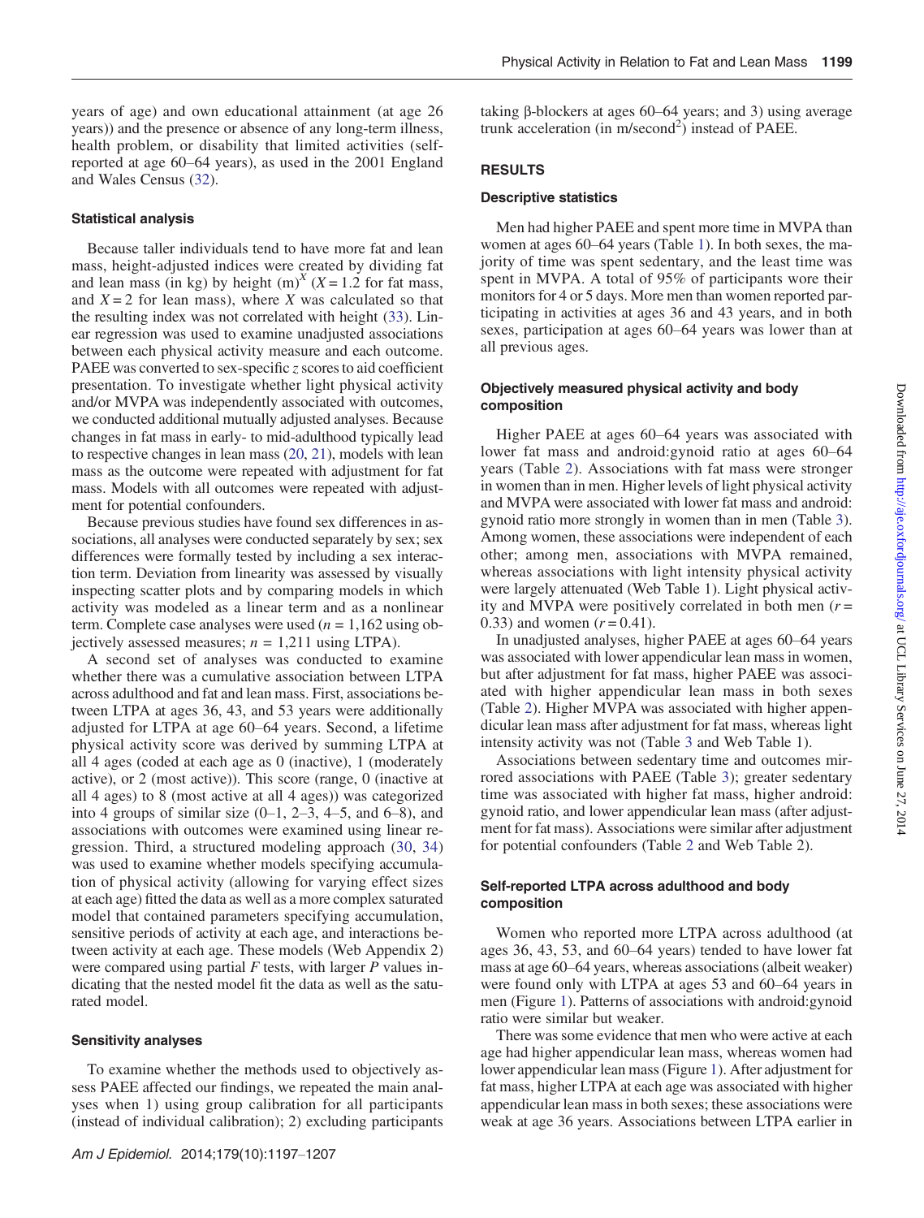years of age) and own educational attainment (at age 26 years)) and the presence or absence of any long-term illness, health problem, or disability that limited activities (self-reported at age 60–64 years), as used in the 2001 England and Wales Census (32).

### Statistical analysis

Because taller individuals tend to have more fat and lean mass, height-adjusted indices were created by dividing fat and lean mass (in kg) by height $(\mathrm{m})^X$ ($X = 1.2$ for fat mass, and $X = 2$ for lean mass), where $X$ was calculated so that the resulting index was not correlated with height (33). Linear regression was used to examine unadjusted associations between each physical activity measure and each outcome. PAEE was converted to sex-specific $z$ scores to aid coefficient presentation. To investigate whether light physical activity and/or MVPA was independently associated with outcomes, we conducted additional mutually adjusted analyses. Because changes in fat mass in early- to mid-adulthood typically lead to respective changes in lean mass (20, 21), models with lean mass as the outcome were repeated with adjustment for fat mass. Models with all outcomes were repeated with adjustment for potential confounders.

Because previous studies have found sex differences in associations, all analyses were conducted separately by sex; sex differences were formally tested by including a sex interaction term. Deviation from linearity was assessed by visually inspecting scatter plots and by comparing models in which activity was modeled as a linear term and as a nonlinear term. Complete case analyses were used ($n = 1{,}162$ using objectively assessed measures; $n = 1{,}211$ using LTPA).

A second set of analyses was conducted to examine whether there was a cumulative association between LTPA across adulthood and fat and lean mass. First, associations between LTPA at ages 36, 43, and 53 years were additionally adjusted for LTPA at age 60–64 years. Second, a lifetime physical activity score was derived by summing LTPA at all 4 ages (coded at each age as 0 (inactive), 1 (moderately active), or 2 (most active)). This score (range, 0 (inactive at all 4 ages) to 8 (most active at all 4 ages)) was categorized into 4 groups of similar size (0–1, 2–3, 4–5, and 6–8), and associations with outcomes were examined using linear regression. Third, a structured modeling approach (30, 34) was used to examine whether models specifying accumulation of physical activity (allowing for varying effect sizes at each age) fitted the data as well as a more complex saturated model that contained parameters specifying accumulation, sensitive periods of activity at each age, and interactions between activity at each age. These models (Web Appendix 2) were compared using partial $F$ tests, with larger $P$ values indicating that the nested model fit the data as well as the saturated model.

### Sensitivity analyses

To examine whether the methods used to objectively assess PAEE affected our findings, we repeated the main analyses when 1) using group calibration for all participants (instead of individual calibration); 2) excluding participants taking β-blockers at ages 60–64 years; and 3) using average trunk acceleration (in m/second$^2$) instead of PAEE.

## RESULTS

### Descriptive statistics

Men had higher PAEE and spent more time in MVPA than women at ages 60–64 years (Table 1). In both sexes, the majority of time was spent sedentary, and the least time was spent in MVPA. A total of 95% of participants wore their monitors for 4 or 5 days. More men than women reported participating in activities at ages 36 and 43 years, and in both sexes, participation at ages 60–64 years was lower than at all previous ages.

### Objectively measured physical activity and body composition

Higher PAEE at ages 60–64 years was associated with lower fat mass and android:gynoid ratio at ages 60–64 years (Table 2). Associations with fat mass were stronger in women than in men. Higher levels of light physical activity and MVPA were associated with lower fat mass and android:gynoid ratio more strongly in women than in men (Table 3). Among women, these associations were independent of each other; among men, associations with MVPA remained, whereas associations with light intensity physical activity were largely attenuated (Web Table 1). Light physical activity and MVPA were positively correlated in both men ($r = 0.33$) and women ($r = 0.41$).

In unadjusted analyses, higher PAEE at ages 60–64 years was associated with lower appendicular lean mass in women, but after adjustment for fat mass, higher PAEE was associated with higher appendicular lean mass in both sexes (Table 2). Higher MVPA was associated with higher appendicular lean mass after adjustment for fat mass, whereas light intensity activity was not (Table 3 and Web Table 1).

Associations between sedentary time and outcomes mirrored associations with PAEE (Table 3); greater sedentary time was associated with higher fat mass, higher android:gynoid ratio, and lower appendicular lean mass (after adjustment for fat mass). Associations were similar after adjustment for potential confounders (Table 2 and Web Table 2).

### Self-reported LTPA across adulthood and body composition

Women who reported more LTPA across adulthood (at ages 36, 43, 53, and 60–64 years) tended to have lower fat mass at age 60–64 years, whereas associations (albeit weaker) were found only with LTPA at ages 53 and 60–64 years in men (Figure 1). Patterns of associations with android:gynoid ratio were similar but weaker.

There was some evidence that men who were active at each age had higher appendicular lean mass, whereas women had lower appendicular lean mass (Figure 1). After adjustment for fat mass, higher LTPA at each age was associated with higher appendicular lean mass in both sexes; these associations were weak at age 36 years. Associations between LTPA earlier in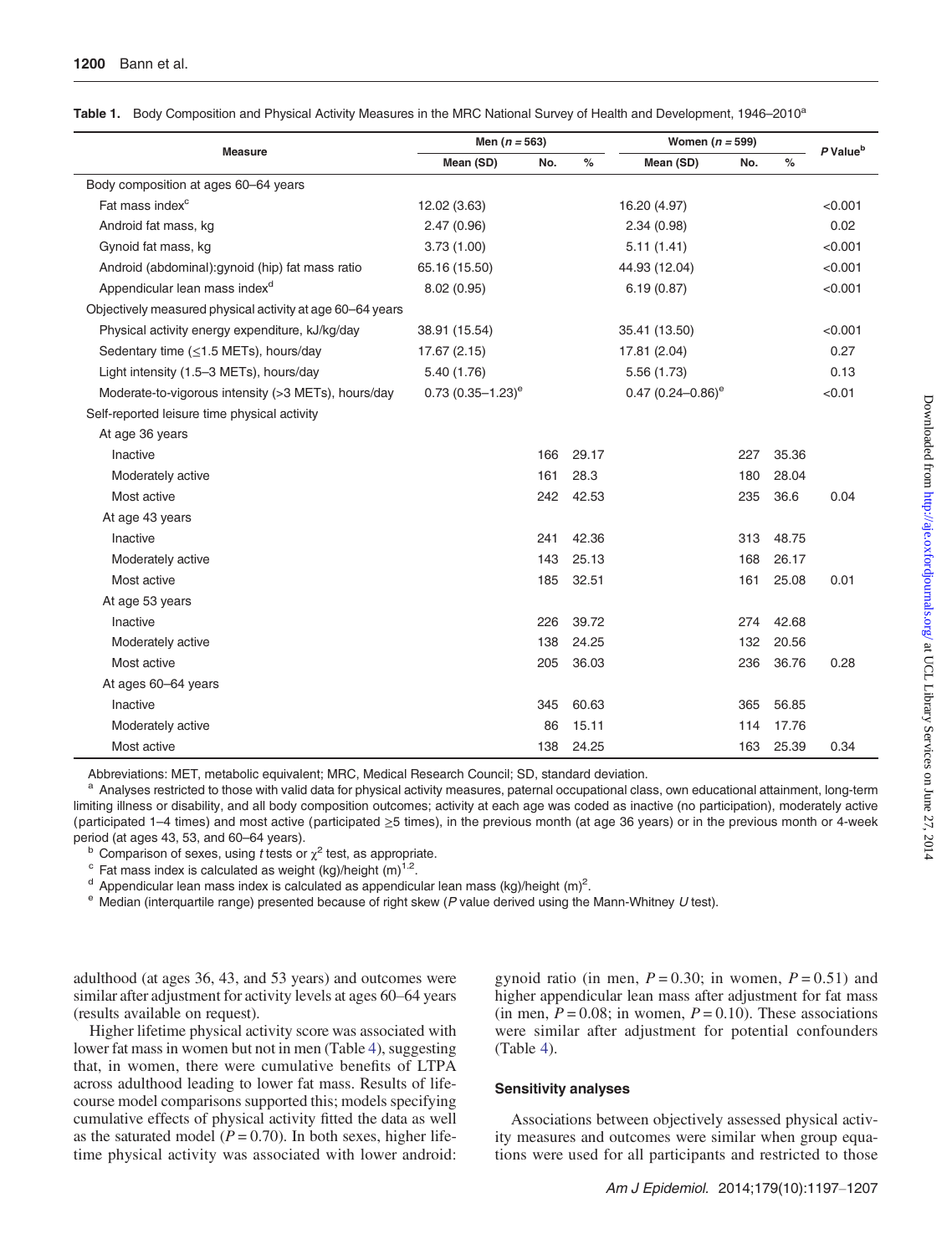**Table 1.** Body Composition and Physical Activity Measures in the MRC National Survey of Health and Development, 1946–2010[a]

| Measure | Men ($n$ = 563) | | | Women ($n$ = 599) | | | P Value[b] |
|---|---|---|---|---|---|---|---|
| | Mean (SD) | No. | % | Mean (SD) | No. | % | |
| Body composition at ages 60–64 years | | | | | | | |
| Fat mass index[c] | 12.02 (3.63) | | | 16.20 (4.97) | | | <0.001 |
| Android fat mass, kg | 2.47 (0.96) | | | 2.34 (0.98) | | | 0.02 |
| Gynoid fat mass, kg | 3.73 (1.00) | | | 5.11 (1.41) | | | <0.001 |
| Android (abdominal):gynoid (hip) fat mass ratio | 65.16 (15.50) | | | 44.93 (12.04) | | | <0.001 |
| Appendicular lean mass index[d] | 8.02 (0.95) | | | 6.19 (0.87) | | | <0.001 |
| Objectively measured physical activity at age 60–64 years | | | | | | | |
| Physical activity energy expenditure, kJ/kg/day | 38.91 (15.54) | | | 35.41 (13.50) | | | <0.001 |
| Sedentary time (≤1.5 METs), hours/day | 17.67 (2.15) | | | 17.81 (2.04) | | | 0.27 |
| Light intensity (1.5–3 METs), hours/day | 5.40 (1.76) | | | 5.56 (1.73) | | | 0.13 |
| Moderate-to-vigorous intensity (>3 METs), hours/day | 0.73 (0.35–1.23)[e] | | | 0.47 (0.24–0.86)[e] | | | <0.01 |
| Self-reported leisure time physical activity | | | | | | | |
| At age 36 years | | | | | | | |
| Inactive | | 166 | 29.17 | | 227 | 35.36 | |
| Moderately active | | 161 | 28.3 | | 180 | 28.04 | |
| Most active | | 242 | 42.53 | | 235 | 36.6 | 0.04 |
| At age 43 years | | | | | | | |
| Inactive | | 241 | 42.36 | | 313 | 48.75 | |
| Moderately active | | 143 | 25.13 | | 168 | 26.17 | |
| Most active | | 185 | 32.51 | | 161 | 25.08 | 0.01 |
| At age 53 years | | | | | | | |
| Inactive | | 226 | 39.72 | | 274 | 42.68 | |
| Moderately active | | 138 | 24.25 | | 132 | 20.56 | |
| Most active | | 205 | 36.03 | | 236 | 36.76 | 0.28 |
| At ages 60–64 years | | | | | | | |
| Inactive | | 345 | 60.63 | | 365 | 56.85 | |
| Moderately active | | 86 | 15.11 | | 114 | 17.76 | |
| Most active | | 138 | 24.25 | | 163 | 25.39 | 0.34 |

Abbreviations: MET, metabolic equivalent; MRC, Medical Research Council; SD, standard deviation.

[a] Analyses restricted to those with valid data for physical activity measures, paternal occupational class, own educational attainment, long-term limiting illness or disability, and all body composition outcomes; activity at each age was coded as inactive (no participation), moderately active (participated 1–4 times) and most active (participated ≥5 times), in the previous month (at age 36 years) or in the previous month or 4-week period (at ages 43, 53, and 60–64 years).

[b] Comparison of sexes, using $t$ tests or $\chi^2$ test, as appropriate.

[c] Fat mass index is calculated as weight (kg)/height (m)$^{1.2}$.

[d] Appendicular lean mass index is calculated as appendicular lean mass (kg)/height (m)$^2$.

[e] Median (interquartile range) presented because of right skew ($P$ value derived using the Mann-Whitney $U$ test).

adulthood (at ages 36, 43, and 53 years) and outcomes were similar after adjustment for activity levels at ages 60–64 years (results available on request).

Higher lifetime physical activity score was associated with lower fat mass in women but not in men (Table 4), suggesting that, in women, there were cumulative benefits of LTPA across adulthood leading to lower fat mass. Results of life-course model comparisons supported this; models specifying cumulative effects of physical activity fitted the data as well as the saturated model ($P = 0.70$). In both sexes, higher lifetime physical activity was associated with lower android:gynoid ratio (in men, $P = 0.30$; in women, $P = 0.51$) and higher appendicular lean mass after adjustment for fat mass (in men, $P = 0.08$; in women, $P = 0.10$). These associations were similar after adjustment for potential confounders (Table 4).

### Sensitivity analyses

Associations between objectively assessed physical activity measures and outcomes were similar when group equations were used for all participants and restricted to those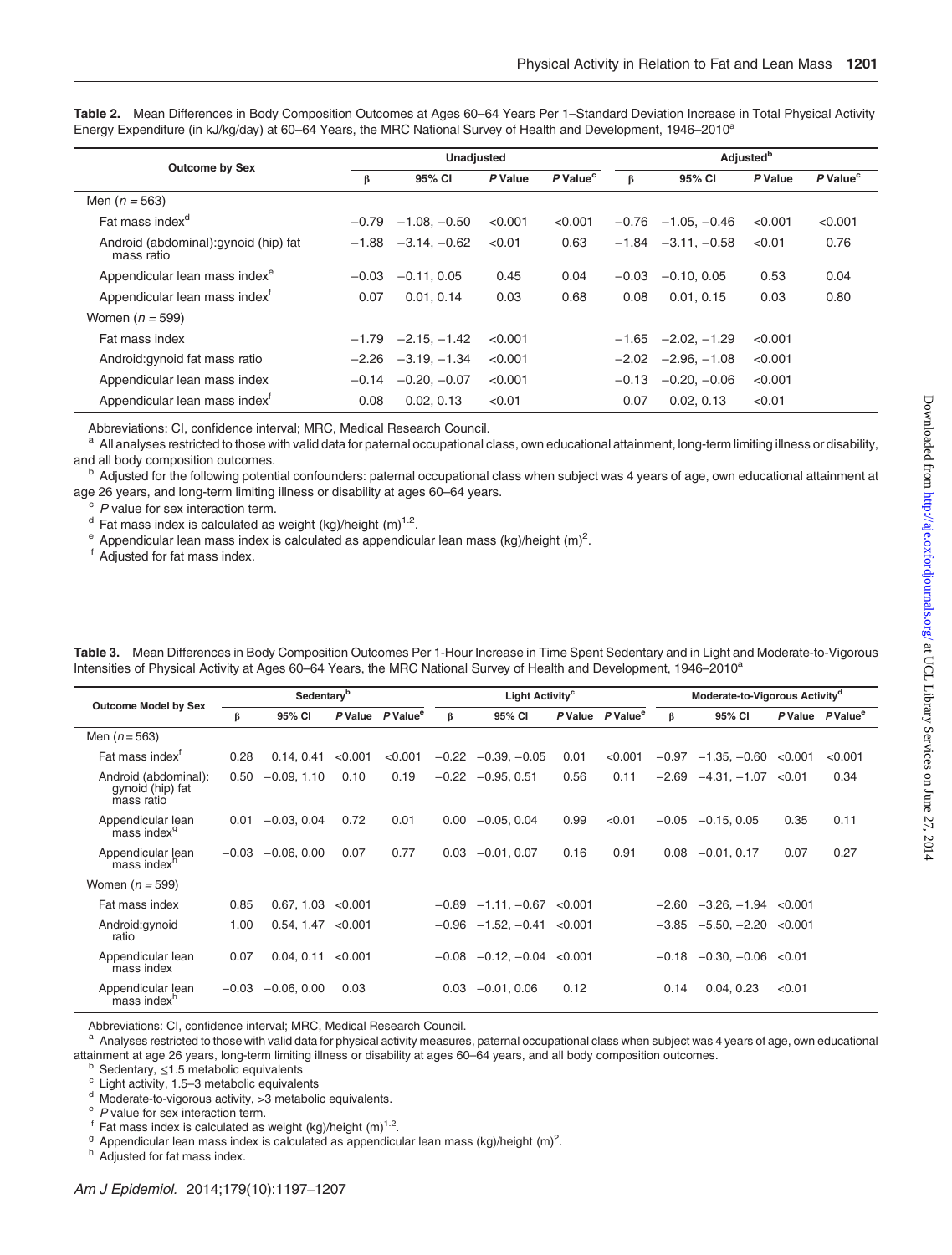**Table 2.** Mean Differences in Body Composition Outcomes at Ages 60–64 Years Per 1–Standard Deviation Increase in Total Physical Activity Energy Expenditure (in kJ/kg/day) at 60–64 Years, the MRC National Survey of Health and Development, 1946–2010[a]

| Outcome by Sex | Unadjusted | | | | Adjusted[b] | | | |
|---|---|---|---|---|---|---|---|---|
| | β | 95% CI | P Value | P Value[c] | β | 95% CI | P Value | P Value[c] |
| Men (n = 563) | | | | | | | | |
| Fat mass index[d] | −0.79 | −1.08, −0.50 | <0.001 | <0.001 | −0.76 | −1.05, −0.46 | <0.001 | <0.001 |
| Android (abdominal):gynoid (hip) fat mass ratio | −1.88 | −3.14, −0.62 | <0.01 | 0.63 | −1.84 | −3.11, −0.58 | <0.01 | 0.76 |
| Appendicular lean mass index[e] | −0.03 | −0.11, 0.05 | 0.45 | 0.04 | −0.03 | −0.10, 0.05 | 0.53 | 0.04 |
| Appendicular lean mass index[f] | 0.07 | 0.01, 0.14 | 0.03 | 0.68 | 0.08 | 0.01, 0.15 | 0.03 | 0.80 |
| Women (n = 599) | | | | | | | | |
| Fat mass index | −1.79 | −2.15, −1.42 | <0.001 | | −1.65 | −2.02, −1.29 | <0.001 | |
| Android:gynoid fat mass ratio | −2.26 | −3.19, −1.34 | <0.001 | | −2.02 | −2.96, −1.08 | <0.001 | |
| Appendicular lean mass index | −0.14 | −0.20, −0.07 | <0.001 | | −0.13 | −0.20, −0.06 | <0.001 | |
| Appendicular lean mass index[f] | 0.08 | 0.02, 0.13 | <0.01 | | 0.07 | 0.02, 0.13 | <0.01 | |

Abbreviations: CI, confidence interval; MRC, Medical Research Council.

[a] All analyses restricted to those with valid data for paternal occupational class, own educational attainment, long-term limiting illness or disability, and all body composition outcomes.

[b] Adjusted for the following potential confounders: paternal occupational class when subject was 4 years of age, own educational attainment at age 26 years, and long-term limiting illness or disability at ages 60–64 years.

[c] P value for sex interaction term.

[d] Fat mass index is calculated as weight (kg)/height (m)$^{1.2}$.

[e] Appendicular lean mass index is calculated as appendicular lean mass (kg)/height (m)$^{2}$.

[f] Adjusted for fat mass index.

**Table 3.** Mean Differences in Body Composition Outcomes Per 1-Hour Increase in Time Spent Sedentary and in Light and Moderate-to-Vigorous Intensities of Physical Activity at Ages 60–64 Years, the MRC National Survey of Health and Development, 1946–2010[a]

| Outcome Model by Sex | Sedentary[b] | | | | Light Activity[c] | | | | Moderate-to-Vigorous Activity[d] | | | |
|---|---|---|---|---|---|---|---|---|---|---|---|---|
| | β | 95% CI | P Value | P Value[e] | β | 95% CI | P Value | P Value[e] | β | 95% CI | P Value | P Value[e] |
| Men (n = 563) | | | | | | | | | | | | |
| Fat mass index[f] | 0.28 | 0.14, 0.41 | <0.001 | <0.001 | −0.22 | −0.39, −0.05 | 0.01 | <0.001 | −0.97 | −1.35, −0.60 | <0.001 | <0.001 |
| Android (abdominal): gynoid (hip) fat mass ratio | 0.50 | −0.09, 1.10 | 0.10 | 0.19 | −0.22 | −0.95, 0.51 | 0.56 | 0.11 | −2.69 | −4.31, −1.07 | <0.01 | 0.34 |
| Appendicular lean mass index[g] | 0.01 | −0.03, 0.04 | 0.72 | 0.01 | 0.00 | −0.05, 0.04 | 0.99 | <0.01 | −0.05 | −0.15, 0.05 | 0.35 | 0.11 |
| Appendicular lean mass index[h] | −0.03 | −0.06, 0.00 | 0.07 | 0.77 | 0.03 | −0.01, 0.07 | 0.16 | 0.91 | 0.08 | −0.01, 0.17 | 0.07 | 0.27 |
| Women (n = 599) | | | | | | | | | | | | |
| Fat mass index | 0.85 | 0.67, 1.03 | <0.001 | | −0.89 | −1.11, −0.67 | <0.001 | | −2.60 | −3.26, −1.94 | <0.001 | |
| Android:gynoid ratio | 1.00 | 0.54, 1.47 | <0.001 | | −0.96 | −1.52, −0.41 | <0.001 | | −3.85 | −5.50, −2.20 | <0.001 | |
| Appendicular lean mass index | 0.07 | 0.04, 0.11 | <0.001 | | −0.08 | −0.12, −0.04 | <0.001 | | −0.18 | −0.30, −0.06 | <0.01 | |
| Appendicular lean mass index[h] | −0.03 | −0.06, 0.00 | 0.03 | | 0.03 | −0.01, 0.06 | 0.12 | | 0.14 | 0.04, 0.23 | <0.01 | |

Abbreviations: CI, confidence interval; MRC, Medical Research Council.

[a] Analyses restricted to those with valid data for physical activity measures, paternal occupational class when subject was 4 years of age, own educational attainment at age 26 years, long-term limiting illness or disability at ages 60–64 years, and all body composition outcomes.

[b] Sedentary, ≤1.5 metabolic equivalents

[c] Light activity, 1.5–3 metabolic equivalents

[d] Moderate-to-vigorous activity, >3 metabolic equivalents.

[e] P value for sex interaction term.

[f] Fat mass index is calculated as weight (kg)/height (m)$^{1.2}$.

[g] Appendicular lean mass index is calculated as appendicular lean mass (kg)/height (m)$^{2}$.

[h] Adjusted for fat mass index.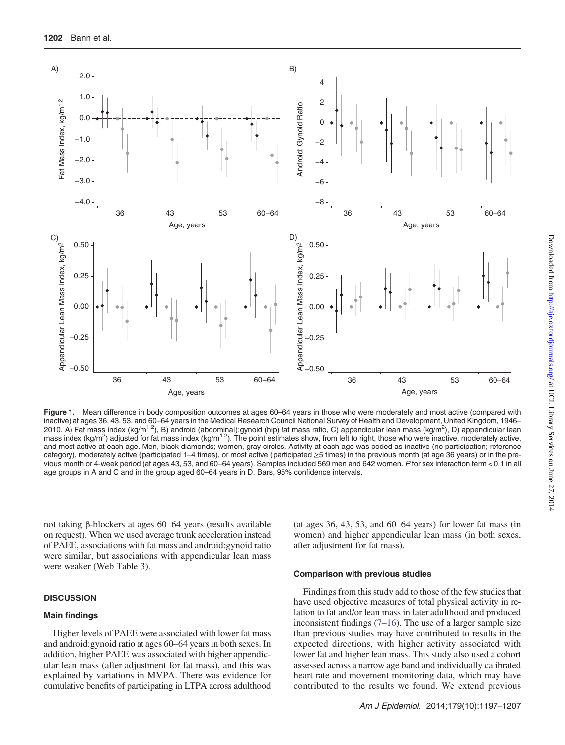**Figure 1.** Mean difference in body composition outcomes at ages 60–64 years in those who were moderately and most active (compared with inactive) at ages 36, 43, 53, and 60–64 years in the Medical Research Council National Survey of Health and Development, United Kingdom, 1946–2010. A) Fat mass index (kg/m$^{1.2}$), B) android (abdominal):gynoid (hip) fat mass ratio, C) appendicular lean mass (kg/m$^2$), D) appendicular lean mass index (kg/m$^2$) adjusted for fat mass index (kg/m$^{1.2}$). The point estimates show, from left to right, those who were inactive, moderately active, and most active at each age. Men, black diamonds; women, gray circles. Activity at each age was coded as inactive (no participation; reference category), moderately active (participated 1–4 times), or most active (participated ≥5 times) in the previous month (at age 36 years) or in the previous month or 4-week period (at ages 43, 53, and 60–64 years). Samples included 569 men and 642 women. *P* for sex interaction term < 0.1 in all age groups in A and C and in the group aged 60–64 years in D. Bars, 95% confidence intervals.

not taking β-blockers at ages 60–64 years (results available on request). When we used average trunk acceleration instead of PAEE, associations with fat mass and android:gynoid ratio were similar, but associations with appendicular lean mass were weaker (Web Table 3).

## DISCUSSION

### Main findings

Higher levels of PAEE were associated with lower fat mass and android:gynoid ratio at ages 60–64 years in both sexes. In addition, higher PAEE was associated with higher appendicular lean mass (after adjustment for fat mass), and this was explained by variations in MVPA. There was evidence for cumulative benefits of participating in LTPA across adulthood (at ages 36, 43, 53, and 60–64 years) for lower fat mass (in women) and higher appendicular lean mass (in both sexes, after adjustment for fat mass).

### Comparison with previous studies

Findings from this study add to those of the few studies that have used objective measures of total physical activity in relation to fat and/or lean mass in later adulthood and produced inconsistent findings (7–16). The use of a larger sample size than previous studies may have contributed to results in the expected directions, with higher activity associated with lower fat and higher lean mass. This study also used a cohort assessed across a narrow age band and individually calibrated heart rate and movement monitoring data, which may have contributed to the results we found. We extend previous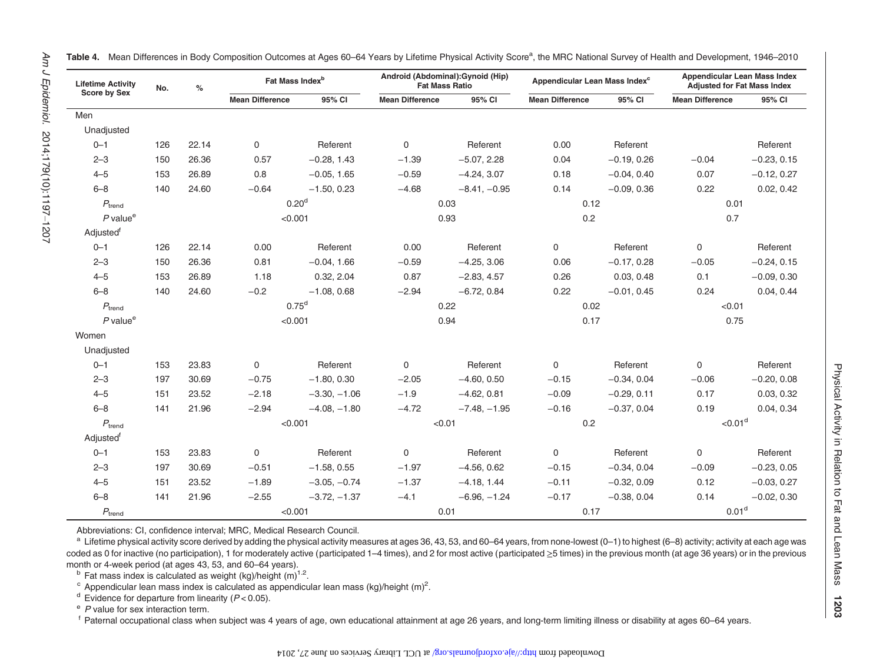**Table 4.** Mean Differences in Body Composition Outcomes at Ages 60–64 Years by Lifetime Physical Activity Score[a], the MRC National Survey of Health and Development, 1946–2010

| Lifetime Activity Score by Sex | No. | % | Fat Mass Index[b] | | Android (Abdominal):Gynoid (Hip) Fat Mass Ratio | | Appendicular Lean Mass Index[c] | | Appendicular Lean Mass Index Adjusted for Fat Mass Index | |
|---|---|---|---|---|---|---|---|---|---|---|
| | | | Mean Difference | 95% CI | Mean Difference | 95% CI | Mean Difference | 95% CI | Mean Difference | 95% CI |
| Men | | | | | | | | | | |
| Unadjusted | | | | | | | | | | |
| 0–1 | 126 | 22.14 | 0 | Referent | 0 | Referent | 0.00 | Referent | | Referent |
| 2–3 | 150 | 26.36 | 0.57 | −0.28, 1.43 | −1.39 | −5.07, 2.28 | 0.04 | −0.19, 0.26 | −0.04 | −0.23, 0.15 |
| 4–5 | 153 | 26.89 | 0.8 | −0.05, 1.65 | −0.59 | −4.24, 3.07 | 0.18 | −0.04, 0.40 | 0.07 | −0.12, 0.27 |
| 6–8 | 140 | 24.60 | −0.64 | −1.50, 0.23 | −4.68 | −8.41, −0.95 | 0.14 | −0.09, 0.36 | 0.22 | 0.02, 0.42 |
| $P_{trend}$ | | | 0.20[d] | | 0.03 | | 0.12 | | 0.01 | |
| *P* value[e] | | | <0.001 | | 0.93 | | 0.2 | | 0.7 | |
| Adjusted[f] | | | | | | | | | | |
| 0–1 | 126 | 22.14 | 0.00 | Referent | 0.00 | Referent | 0 | Referent | 0 | Referent |
| 2–3 | 150 | 26.36 | 0.81 | −0.04, 1.66 | −0.59 | −4.25, 3.06 | 0.06 | −0.17, 0.28 | −0.05 | −0.24, 0.15 |
| 4–5 | 153 | 26.89 | 1.18 | 0.32, 2.04 | 0.87 | −2.83, 4.57 | 0.26 | 0.03, 0.48 | 0.1 | −0.09, 0.30 |
| 6–8 | 140 | 24.60 | −0.2 | −1.08, 0.68 | −2.94 | −6.72, 0.84 | 0.22 | −0.01, 0.45 | 0.24 | 0.04, 0.44 |
| $P_{trend}$ | | | 0.75[d] | | 0.22 | | 0.02 | | <0.01 | |
| *P* value[e] | | | <0.001 | | 0.94 | | 0.17 | | 0.75 | |
| Women | | | | | | | | | | |
| Unadjusted | | | | | | | | | | |
| 0–1 | 153 | 23.83 | 0 | Referent | 0 | Referent | 0 | Referent | 0 | Referent |
| 2–3 | 197 | 30.69 | −0.75 | −1.80, 0.30 | −2.05 | −4.60, 0.50 | −0.15 | −0.34, 0.04 | −0.06 | −0.20, 0.08 |
| 4–5 | 151 | 23.52 | −2.18 | −3.30, −1.06 | −1.9 | −4.62, 0.81 | −0.09 | −0.29, 0.11 | 0.17 | 0.03, 0.32 |
| 6–8 | 141 | 21.96 | −2.94 | −4.08, −1.80 | −4.72 | −7.48, −1.95 | −0.16 | −0.37, 0.04 | 0.19 | 0.04, 0.34 |
| $P_{trend}$ | | | <0.001 | | <0.01 | | 0.2 | | <0.01[d] | |
| Adjusted[f] | | | | | | | | | | |
| 0–1 | 153 | 23.83 | 0 | Referent | 0 | Referent | 0 | Referent | 0 | Referent |
| 2–3 | 197 | 30.69 | −0.51 | −1.58, 0.55 | −1.97 | −4.56, 0.62 | −0.15 | −0.34, 0.04 | −0.09 | −0.23, 0.05 |
| 4–5 | 151 | 23.52 | −1.89 | −3.05, −0.74 | −1.37 | −4.18, 1.44 | −0.11 | −0.32, 0.09 | 0.12 | −0.03, 0.27 |
| 6–8 | 141 | 21.96 | −2.55 | −3.72, −1.37 | −4.1 | −6.96, −1.24 | −0.17 | −0.38, 0.04 | 0.14 | −0.02, 0.30 |
| $P_{trend}$ | | | <0.001 | | 0.01 | | 0.17 | | 0.01[d] | |

Abbreviations: CI, confidence interval; MRC, Medical Research Council.

[a] Lifetime physical activity score derived by adding the physical activity measures at ages 36, 43, 53, and 60–64 years, from none-lowest (0–1) to highest (6–8) activity; activity at each age was coded as 0 for inactive (no participation), 1 for moderately active (participated 1–4 times), and 2 for most active (participated ≥5 times) in the previous month (at age 36 years) or in the previous month or 4-week period (at ages 43, 53, and 60–64 years).

[b] Fat mass index is calculated as weight (kg)/height $(m)^{1.2}$.

[c] Appendicular lean mass index is calculated as appendicular lean mass (kg)/height $(m)^2$.

[d] Evidence for departure from linearity ($P < 0.05$).

[e] *P* value for sex interaction term.

[f] Paternal occupational class when subject was 4 years of age, own educational attainment at age 26 years, and long-term limiting illness or disability at ages 60–64 years.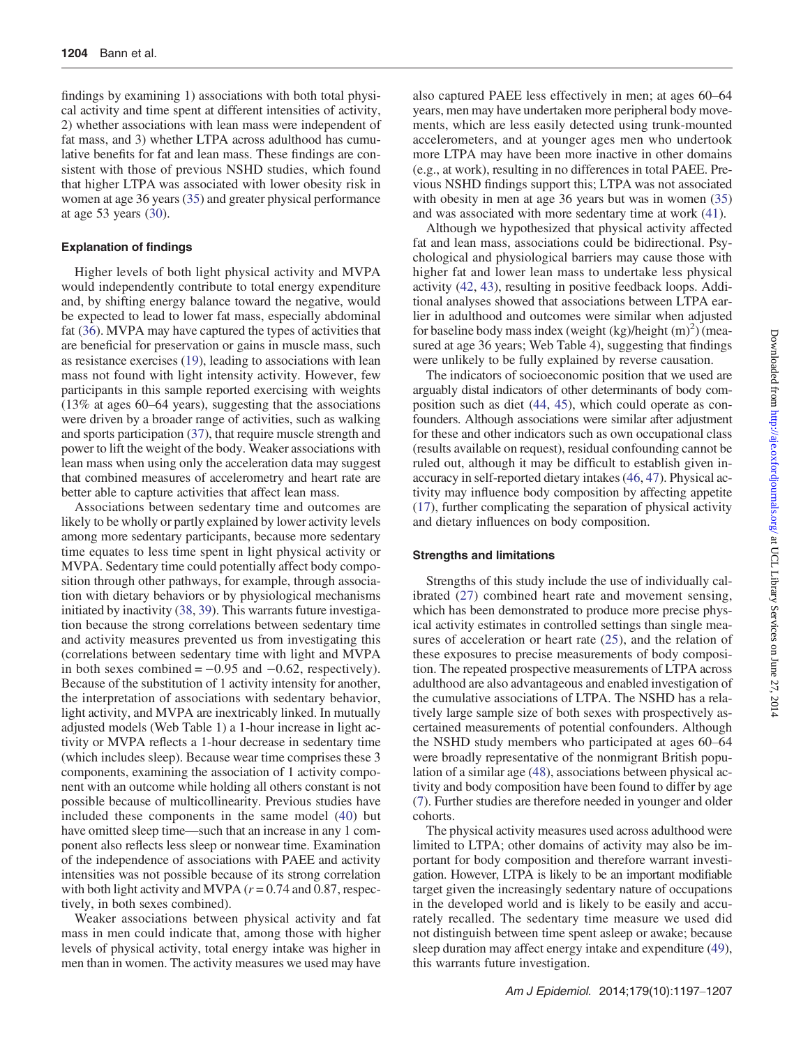findings by examining 1) associations with both total physical activity and time spent at different intensities of activity, 2) whether associations with lean mass were independent of fat mass, and 3) whether LTPA across adulthood has cumulative benefits for fat and lean mass. These findings are consistent with those of previous NSHD studies, which found that higher LTPA was associated with lower obesity risk in women at age 36 years (35) and greater physical performance at age 53 years (30).

### Explanation of findings

Higher levels of both light physical activity and MVPA would independently contribute to total energy expenditure and, by shifting energy balance toward the negative, would be expected to lead to lower fat mass, especially abdominal fat (36). MVPA may have captured the types of activities that are beneficial for preservation or gains in muscle mass, such as resistance exercises (19), leading to associations with lean mass not found with light intensity activity. However, few participants in this sample reported exercising with weights (13% at ages 60–64 years), suggesting that the associations were driven by a broader range of activities, such as walking and sports participation (37), that require muscle strength and power to lift the weight of the body. Weaker associations with lean mass when using only the acceleration data may suggest that combined measures of accelerometry and heart rate are better able to capture activities that affect lean mass.

Associations between sedentary time and outcomes are likely to be wholly or partly explained by lower activity levels among more sedentary participants, because more sedentary time equates to less time spent in light physical activity or MVPA. Sedentary time could potentially affect body composition through other pathways, for example, through association with dietary behaviors or by physiological mechanisms initiated by inactivity (38, 39). This warrants future investigation because the strong correlations between sedentary time and activity measures prevented us from investigating this (correlations between sedentary time with light and MVPA in both sexes combined = −0.95 and −0.62, respectively). Because of the substitution of 1 activity intensity for another, the interpretation of associations with sedentary behavior, light activity, and MVPA are inextricably linked. In mutually adjusted models (Web Table 1) a 1-hour increase in light activity or MVPA reflects a 1-hour decrease in sedentary time (which includes sleep). Because wear time comprises these 3 components, examining the association of 1 activity component with an outcome while holding all others constant is not possible because of multicollinearity. Previous studies have included these components in the same model (40) but have omitted sleep time—such that an increase in any 1 component also reflects less sleep or nonwear time. Examination of the independence of associations with PAEE and activity intensities was not possible because of its strong correlation with both light activity and MVPA ($r = 0.74$ and $0.87$, respectively, in both sexes combined).

Weaker associations between physical activity and fat mass in men could indicate that, among those with higher levels of physical activity, total energy intake was higher in men than in women. The activity measures we used may have also captured PAEE less effectively in men; at ages 60–64 years, men may have undertaken more peripheral body movements, which are less easily detected using trunk-mounted accelerometers, and at younger ages men who undertook more LTPA may have been more inactive in other domains (e.g., at work), resulting in no differences in total PAEE. Previous NSHD findings support this; LTPA was not associated with obesity in men at age 36 years but was in women (35) and was associated with more sedentary time at work (41).

Although we hypothesized that physical activity affected fat and lean mass, associations could be bidirectional. Psychological and physiological barriers may cause those with higher fat and lower lean mass to undertake less physical activity (42, 43), resulting in positive feedback loops. Additional analyses showed that associations between LTPA earlier in adulthood and outcomes were similar when adjusted for baseline body mass index (weight (kg)/height $(\text{m})^2$) (measured at age 36 years; Web Table 4), suggesting that findings were unlikely to be fully explained by reverse causation.

The indicators of socioeconomic position that we used are arguably distal indicators of other determinants of body composition such as diet (44, 45), which could operate as confounders. Although associations were similar after adjustment for these and other indicators such as own occupational class (results available on request), residual confounding cannot be ruled out, although it may be difficult to establish given inaccuracy in self-reported dietary intakes (46, 47). Physical activity may influence body composition by affecting appetite (17), further complicating the separation of physical activity and dietary influences on body composition.

### Strengths and limitations

Strengths of this study include the use of individually calibrated (27) combined heart rate and movement sensing, which has been demonstrated to produce more precise physical activity estimates in controlled settings than single measures of acceleration or heart rate (25), and the relation of these exposures to precise measurements of body composition. The repeated prospective measurements of LTPA across adulthood are also advantageous and enabled investigation of the cumulative associations of LTPA. The NSHD has a relatively large sample size of both sexes with prospectively ascertained measurements of potential confounders. Although the NSHD study members who participated at ages 60–64 were broadly representative of the nonmigrant British population of a similar age (48), associations between physical activity and body composition have been found to differ by age (7). Further studies are therefore needed in younger and older cohorts.

The physical activity measures used across adulthood were limited to LTPA; other domains of activity may also be important for body composition and therefore warrant investigation. However, LTPA is likely to be an important modifiable target given the increasingly sedentary nature of occupations in the developed world and is likely to be easily and accurately recalled. The sedentary time measure we used did not distinguish between time spent asleep or awake; because sleep duration may affect energy intake and expenditure (49), this warrants future investigation.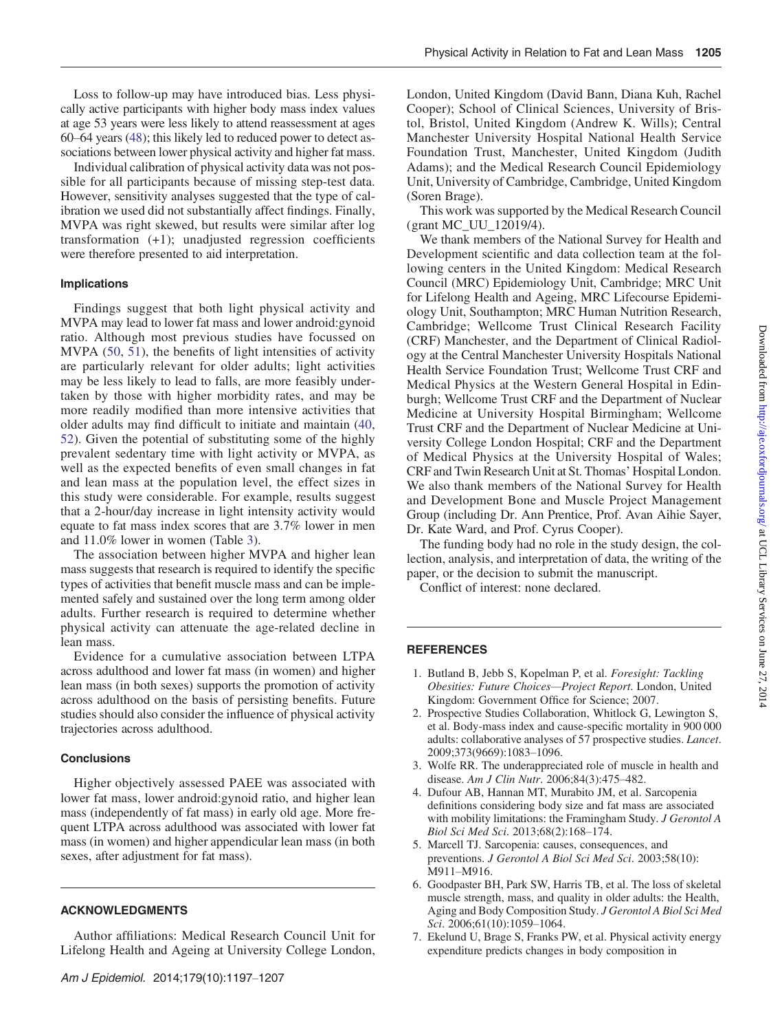Loss to follow-up may have introduced bias. Less physically active participants with higher body mass index values at age 53 years were less likely to attend reassessment at ages 60–64 years (48); this likely led to reduced power to detect associations between lower physical activity and higher fat mass.

Individual calibration of physical activity data was not possible for all participants because of missing step-test data. However, sensitivity analyses suggested that the type of calibration we used did not substantially affect findings. Finally, MVPA was right skewed, but results were similar after log transformation (+1); unadjusted regression coefficients were therefore presented to aid interpretation.

### Implications

Findings suggest that both light physical activity and MVPA may lead to lower fat mass and lower android:gynoid ratio. Although most previous studies have focussed on MVPA (50, 51), the benefits of light intensities of activity are particularly relevant for older adults; light activities may be less likely to lead to falls, are more feasibly undertaken by those with higher morbidity rates, and may be more readily modified than more intensive activities that older adults may find difficult to initiate and maintain (40, 52). Given the potential of substituting some of the highly prevalent sedentary time with light activity or MVPA, as well as the expected benefits of even small changes in fat and lean mass at the population level, the effect sizes in this study were considerable. For example, results suggest that a 2-hour/day increase in light intensity activity would equate to fat mass index scores that are 3.7% lower in men and 11.0% lower in women (Table 3).

The association between higher MVPA and higher lean mass suggests that research is required to identify the specific types of activities that benefit muscle mass and can be implemented safely and sustained over the long term among older adults. Further research is required to determine whether physical activity can attenuate the age-related decline in lean mass.

Evidence for a cumulative association between LTPA across adulthood and lower fat mass (in women) and higher lean mass (in both sexes) supports the promotion of activity across adulthood on the basis of persisting benefits. Future studies should also consider the influence of physical activity trajectories across adulthood.

### Conclusions

Higher objectively assessed PAEE was associated with lower fat mass, lower android:gynoid ratio, and higher lean mass (independently of fat mass) in early old age. More frequent LTPA across adulthood was associated with lower fat mass (in women) and higher appendicular lean mass (in both sexes, after adjustment for fat mass).

## ACKNOWLEDGMENTS

Author affiliations: Medical Research Council Unit for Lifelong Health and Ageing at University College London, London, United Kingdom (David Bann, Diana Kuh, Rachel Cooper); School of Clinical Sciences, University of Bristol, Bristol, United Kingdom (Andrew K. Wills); Central Manchester University Hospital National Health Service Foundation Trust, Manchester, United Kingdom (Judith Adams); and the Medical Research Council Epidemiology Unit, University of Cambridge, Cambridge, United Kingdom (Soren Brage).

This work was supported by the Medical Research Council (grant MC_UU_12019/4).

We thank members of the National Survey for Health and Development scientific and data collection team at the following centers in the United Kingdom: Medical Research Council (MRC) Epidemiology Unit, Cambridge; MRC Unit for Lifelong Health and Ageing, MRC Lifecourse Epidemiology Unit, Southampton; MRC Human Nutrition Research, Cambridge; Wellcome Trust Clinical Research Facility (CRF) Manchester, and the Department of Clinical Radiology at the Central Manchester University Hospitals National Health Service Foundation Trust; Wellcome Trust CRF and Medical Physics at the Western General Hospital in Edinburgh; Wellcome Trust CRF and the Department of Nuclear Medicine at University Hospital Birmingham; Wellcome Trust CRF and the Department of Nuclear Medicine at University College London Hospital; CRF and the Department of Medical Physics at the University Hospital of Wales; CRF and Twin Research Unit at St. Thomas' Hospital London. We also thank members of the National Survey for Health and Development Bone and Muscle Project Management Group (including Dr. Ann Prentice, Prof. Avan Aihie Sayer, Dr. Kate Ward, and Prof. Cyrus Cooper).

The funding body had no role in the study design, the collection, analysis, and interpretation of data, the writing of the paper, or the decision to submit the manuscript.

Conflict of interest: none declared.

## REFERENCES

1. Butland B, Jebb S, Kopelman P, et al. *Foresight: Tackling Obesities: Future Choices—Project Report*. London, United Kingdom: Government Office for Science; 2007.
2. Prospective Studies Collaboration, Whitlock G, Lewington S, et al. Body-mass index and cause-specific mortality in 900 000 adults: collaborative analyses of 57 prospective studies. *Lancet*. 2009;373(9669):1083–1096.
3. Wolfe RR. The underappreciated role of muscle in health and disease. *Am J Clin Nutr*. 2006;84(3):475–482.
4. Dufour AB, Hannan MT, Murabito JM, et al. Sarcopenia definitions considering body size and fat mass are associated with mobility limitations: the Framingham Study. *J Gerontol A Biol Sci Med Sci*. 2013;68(2):168–174.
5. Marcell TJ. Sarcopenia: causes, consequences, and preventions. *J Gerontol A Biol Sci Med Sci*. 2003;58(10): M911–M916.
6. Goodpaster BH, Park SW, Harris TB, et al. The loss of skeletal muscle strength, mass, and quality in older adults: the Health, Aging and Body Composition Study. *J Gerontol A Biol Sci Med Sci*. 2006;61(10):1059–1064.
7. Ekelund U, Brage S, Franks PW, et al. Physical activity energy expenditure predicts changes in body composition in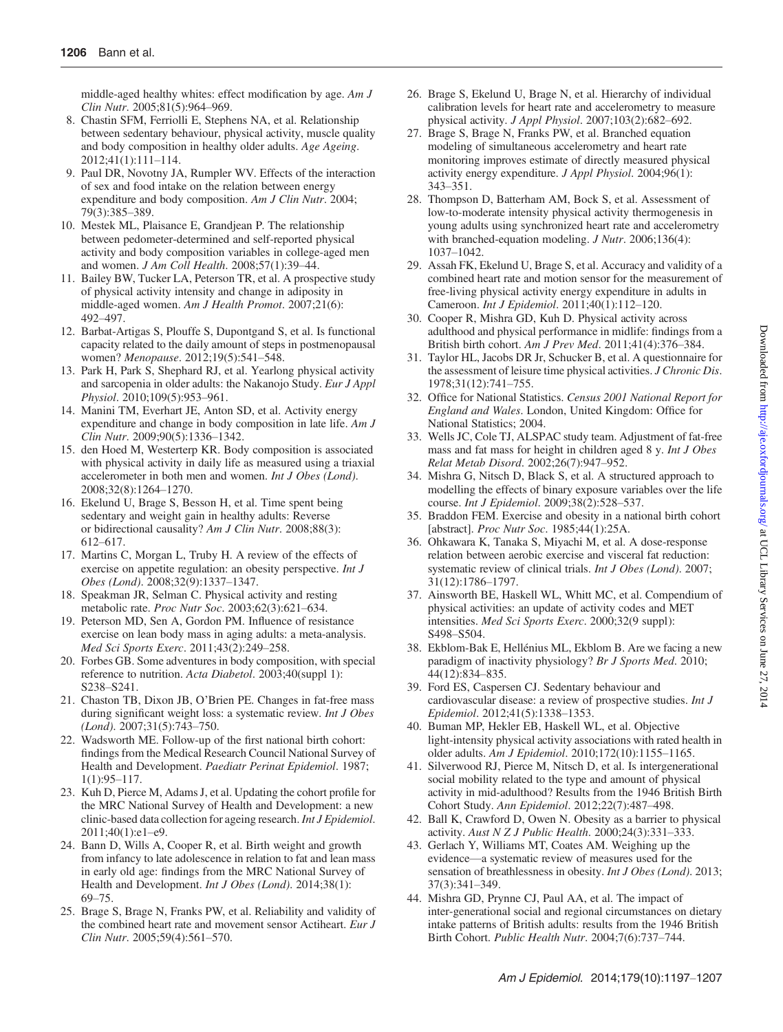middle-aged healthy whites: effect modification by age. *Am J Clin Nutr*. 2005;81(5):964–969.

8. Chastin SFM, Ferriolli E, Stephens NA, et al. Relationship between sedentary behaviour, physical activity, muscle quality and body composition in healthy older adults. *Age Ageing*. 2012;41(1):111–114.
9. Paul DR, Novotny JA, Rumpler WV. Effects of the interaction of sex and food intake on the relation between energy expenditure and body composition. *Am J Clin Nutr*. 2004; 79(3):385–389.
10. Mestek ML, Plaisance E, Grandjean P. The relationship between pedometer-determined and self-reported physical activity and body composition variables in college-aged men and women. *J Am Coll Health*. 2008;57(1):39–44.
11. Bailey BW, Tucker LA, Peterson TR, et al. A prospective study of physical activity intensity and change in adiposity in middle-aged women. *Am J Health Promot*. 2007;21(6): 492–497.
12. Barbat-Artigas S, Plouffe S, Dupontgand S, et al. Is functional capacity related to the daily amount of steps in postmenopausal women? *Menopause*. 2012;19(5):541–548.
13. Park H, Park S, Shephard RJ, et al. Yearlong physical activity and sarcopenia in older adults: the Nakanojo Study. *Eur J Appl Physiol*. 2010;109(5):953–961.
14. Manini TM, Everhart JE, Anton SD, et al. Activity energy expenditure and change in body composition in late life. *Am J Clin Nutr*. 2009;90(5):1336–1342.
15. den Hoed M, Westerterp KR. Body composition is associated with physical activity in daily life as measured using a triaxial accelerometer in both men and women. *Int J Obes (Lond)*. 2008;32(8):1264–1270.
16. Ekelund U, Brage S, Besson H, et al. Time spent being sedentary and weight gain in healthy adults: Reverse or bidirectional causality? *Am J Clin Nutr*. 2008;88(3): 612–617.
17. Martins C, Morgan L, Truby H. A review of the effects of exercise on appetite regulation: an obesity perspective. *Int J Obes (Lond)*. 2008;32(9):1337–1347.
18. Speakman JR, Selman C. Physical activity and resting metabolic rate. *Proc Nutr Soc*. 2003;62(3):621–634.
19. Peterson MD, Sen A, Gordon PM. Influence of resistance exercise on lean body mass in aging adults: a meta-analysis. *Med Sci Sports Exerc*. 2011;43(2):249–258.
20. Forbes GB. Some adventures in body composition, with special reference to nutrition. *Acta Diabetol*. 2003;40(suppl 1): S238–S241.
21. Chaston TB, Dixon JB, O'Brien PE. Changes in fat-free mass during significant weight loss: a systematic review. *Int J Obes (Lond)*. 2007;31(5):743–750.
22. Wadsworth ME. Follow-up of the first national birth cohort: findings from the Medical Research Council National Survey of Health and Development. *Paediatr Perinat Epidemiol*. 1987; 1(1):95–117.
23. Kuh D, Pierce M, Adams J, et al. Updating the cohort profile for the MRC National Survey of Health and Development: a new clinic-based data collection for ageing research. *Int J Epidemiol*. 2011;40(1):e1–e9.
24. Bann D, Wills A, Cooper R, et al. Birth weight and growth from infancy to late adolescence in relation to fat and lean mass in early old age: findings from the MRC National Survey of Health and Development. *Int J Obes (Lond)*. 2014;38(1): 69–75.
25. Brage S, Brage N, Franks PW, et al. Reliability and validity of the combined heart rate and movement sensor Actiheart. *Eur J Clin Nutr*. 2005;59(4):561–570.
26. Brage S, Ekelund U, Brage N, et al. Hierarchy of individual calibration levels for heart rate and accelerometry to measure physical activity. *J Appl Physiol*. 2007;103(2):682–692.
27. Brage S, Brage N, Franks PW, et al. Branched equation modeling of simultaneous accelerometry and heart rate monitoring improves estimate of directly measured physical activity energy expenditure. *J Appl Physiol*. 2004;96(1): 343–351.
28. Thompson D, Batterham AM, Bock S, et al. Assessment of low-to-moderate intensity physical activity thermogenesis in young adults using synchronized heart rate and accelerometry with branched-equation modeling. *J Nutr*. 2006;136(4): 1037–1042.
29. Assah FK, Ekelund U, Brage S, et al. Accuracy and validity of a combined heart rate and motion sensor for the measurement of free-living physical activity energy expenditure in adults in Cameroon. *Int J Epidemiol*. 2011;40(1):112–120.
30. Cooper R, Mishra GD, Kuh D. Physical activity across adulthood and physical performance in midlife: findings from a British birth cohort. *Am J Prev Med*. 2011;41(4):376–384.
31. Taylor HL, Jacobs DR Jr, Schucker B, et al. A questionnaire for the assessment of leisure time physical activities. *J Chronic Dis*. 1978;31(12):741–755.
32. Office for National Statistics. *Census 2001 National Report for England and Wales*. London, United Kingdom: Office for National Statistics; 2004.
33. Wells JC, Cole TJ, ALSPAC study team. Adjustment of fat-free mass and fat mass for height in children aged 8 y. *Int J Obes Relat Metab Disord*. 2002;26(7):947–952.
34. Mishra G, Nitsch D, Black S, et al. A structured approach to modelling the effects of binary exposure variables over the life course. *Int J Epidemiol*. 2009;38(2):528–537.
35. Braddon FEM. Exercise and obesity in a national birth cohort [abstract]. *Proc Nutr Soc*. 1985;44(1):25A.
36. Ohkawara K, Tanaka S, Miyachi M, et al. A dose-response relation between aerobic exercise and visceral fat reduction: systematic review of clinical trials. *Int J Obes (Lond)*. 2007; 31(12):1786–1797.
37. Ainsworth BE, Haskell WL, Whitt MC, et al. Compendium of physical activities: an update of activity codes and MET intensities. *Med Sci Sports Exerc*. 2000;32(9 suppl): S498–S504.
38. Ekblom-Bak E, Hellénius ML, Ekblom B. Are we facing a new paradigm of inactivity physiology? *Br J Sports Med*. 2010; 44(12):834–835.
39. Ford ES, Caspersen CJ. Sedentary behaviour and cardiovascular disease: a review of prospective studies. *Int J Epidemiol*. 2012;41(5):1338–1353.
40. Buman MP, Hekler EB, Haskell WL, et al. Objective light-intensity physical activity associations with rated health in older adults. *Am J Epidemiol*. 2010;172(10):1155–1165.
41. Silverwood RJ, Pierce M, Nitsch D, et al. Is intergenerational social mobility related to the type and amount of physical activity in mid-adulthood? Results from the 1946 British Birth Cohort Study. *Ann Epidemiol*. 2012;22(7):487–498.
42. Ball K, Crawford D, Owen N. Obesity as a barrier to physical activity. *Aust N Z J Public Health*. 2000;24(3):331–333.
43. Gerlach Y, Williams MT, Coates AM. Weighing up the evidence—a systematic review of measures used for the sensation of breathlessness in obesity. *Int J Obes (Lond)*. 2013; 37(3):341–349.
44. Mishra GD, Prynne CJ, Paul AA, et al. The impact of inter-generational social and regional circumstances on dietary intake patterns of British adults: results from the 1946 British Birth Cohort. *Public Health Nutr*. 2004;7(6):737–744.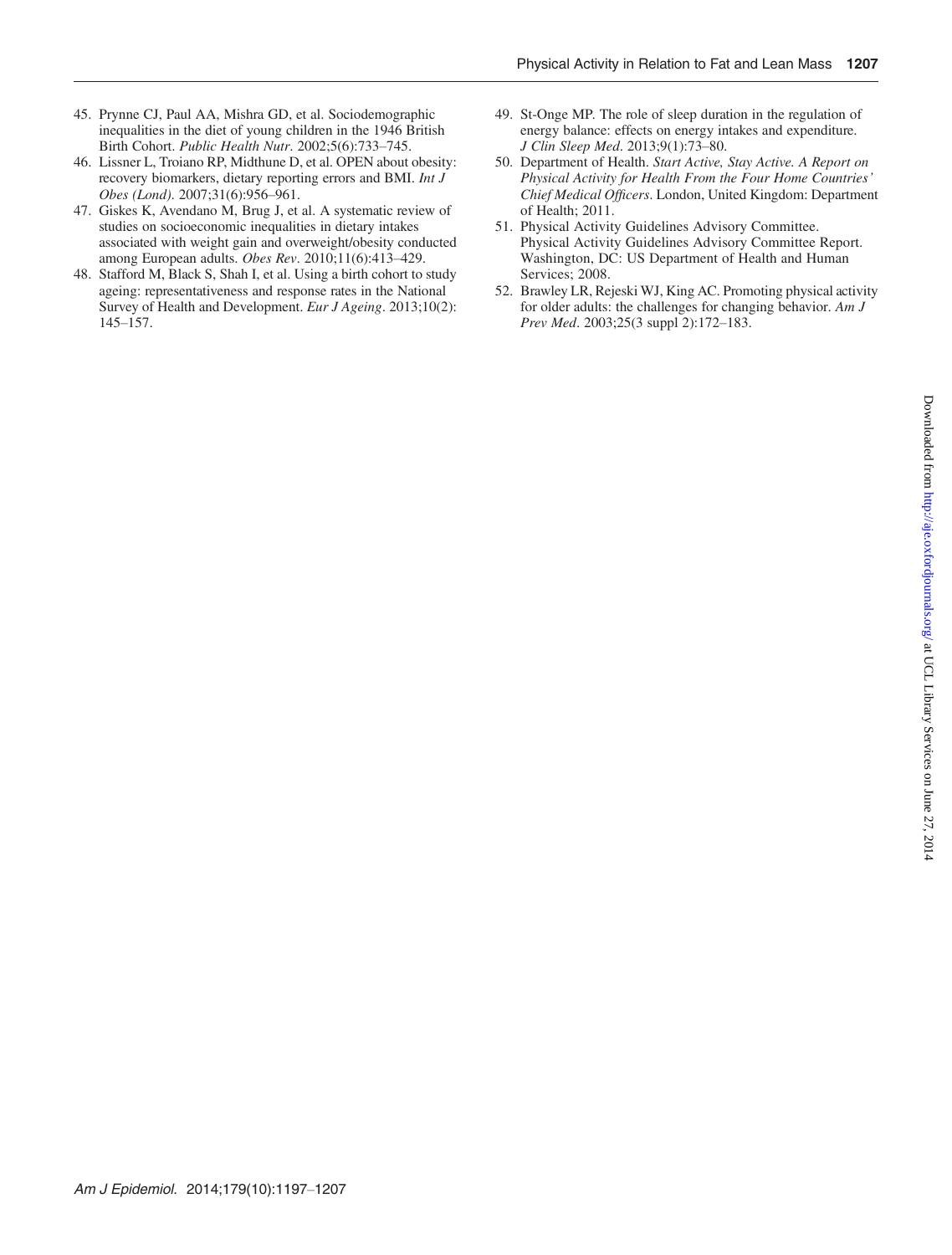45. Prynne CJ, Paul AA, Mishra GD, et al. Sociodemographic inequalities in the diet of young children in the 1946 British Birth Cohort. *Public Health Nutr*. 2002;5(6):733–745.
46. Lissner L, Troiano RP, Midthune D, et al. OPEN about obesity: recovery biomarkers, dietary reporting errors and BMI. *Int J Obes (Lond)*. 2007;31(6):956–961.
47. Giskes K, Avendano M, Brug J, et al. A systematic review of studies on socioeconomic inequalities in dietary intakes associated with weight gain and overweight/obesity conducted among European adults. *Obes Rev*. 2010;11(6):413–429.
48. Stafford M, Black S, Shah I, et al. Using a birth cohort to study ageing: representativeness and response rates in the National Survey of Health and Development. *Eur J Ageing*. 2013;10(2): 145–157.
49. St-Onge MP. The role of sleep duration in the regulation of energy balance: effects on energy intakes and expenditure. *J Clin Sleep Med*. 2013;9(1):73–80.
50. Department of Health. *Start Active, Stay Active. A Report on Physical Activity for Health From the Four Home Countries' Chief Medical Officers*. London, United Kingdom: Department of Health; 2011.
51. Physical Activity Guidelines Advisory Committee. Physical Activity Guidelines Advisory Committee Report. Washington, DC: US Department of Health and Human Services; 2008.
52. Brawley LR, Rejeski WJ, King AC. Promoting physical activity for older adults: the challenges for changing behavior. *Am J Prev Med*. 2003;25(3 suppl 2):172–183.